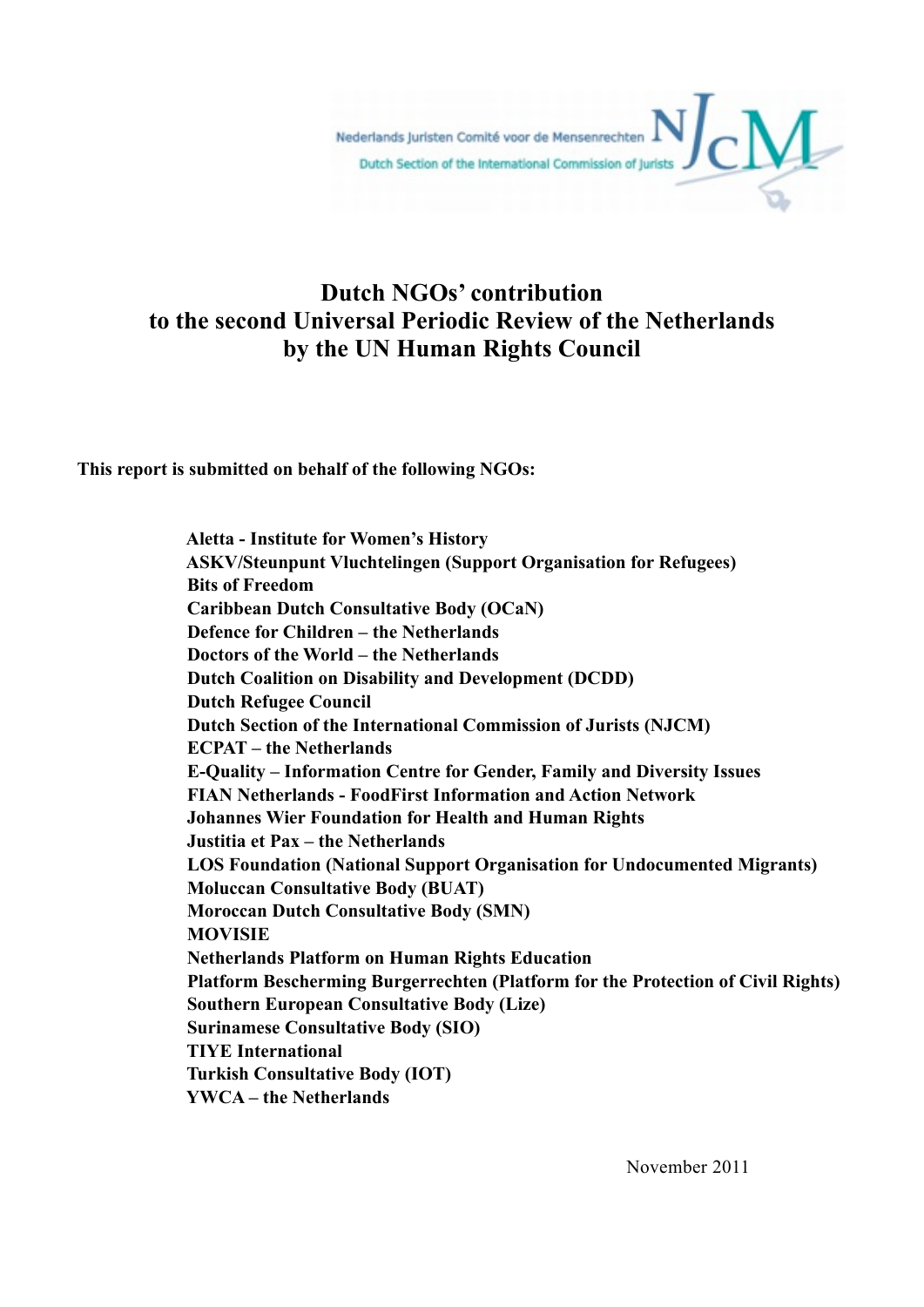Nederlands Juristen Comité voor de Mensenrechten
Dutch Section of the International Commission of Jurists

NJCM

# Dutch NGOs' contribution to the second Universal Periodic Review of the Netherlands by the UN Human Rights Council

**This report is submitted on behalf of the following NGOs:**

**Aletta - Institute for Women's History**
**ASKV/Steunpunt Vluchtelingen (Support Organisation for Refugees)**
**Bits of Freedom**
**Caribbean Dutch Consultative Body (OCaN)**
**Defence for Children – the Netherlands**
**Doctors of the World – the Netherlands**
**Dutch Coalition on Disability and Development (DCDD)**
**Dutch Refugee Council**
**Dutch Section of the International Commission of Jurists (NJCM)**
**ECPAT – the Netherlands**
**E-Quality – Information Centre for Gender, Family and Diversity Issues**
**FIAN Netherlands - FoodFirst Information and Action Network**
**Johannes Wier Foundation for Health and Human Rights**
**Justitia et Pax – the Netherlands**
**LOS Foundation (National Support Organisation for Undocumented Migrants)**
**Moluccan Consultative Body (BUAT)**
**Moroccan Dutch Consultative Body (SMN)**
**MOVISIE**
**Netherlands Platform on Human Rights Education**
**Platform Bescherming Burgerrechten (Platform for the Protection of Civil Rights)**
**Southern European Consultative Body (Lize)**
**Surinamese Consultative Body (SIO)**
**TIYE International**
**Turkish Consultative Body (IOT)**
**YWCA – the Netherlands**

November 2011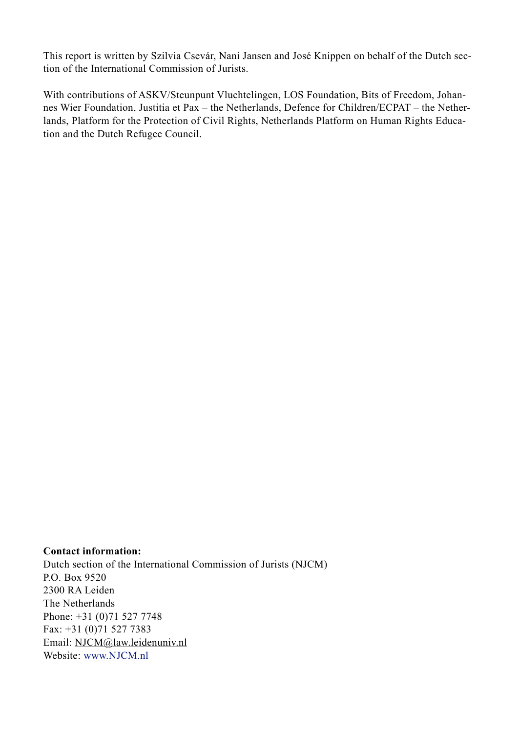This report is written by Szilvia Csevár, Nani Jansen and José Knippen on behalf of the Dutch section of the International Commission of Jurists.

With contributions of ASKV/Steunpunt Vluchtelingen, LOS Foundation, Bits of Freedom, Johannes Wier Foundation, Justitia et Pax – the Netherlands, Defence for Children/ECPAT – the Netherlands, Platform for the Protection of Civil Rights, Netherlands Platform on Human Rights Education and the Dutch Refugee Council.

**Contact information:**
Dutch section of the International Commission of Jurists (NJCM)
P.O. Box 9520
2300 RA Leiden
The Netherlands
Phone: +31 (0)71 527 7748
Fax: +31 (0)71 527 7383
Email: NJCM@law.leidenuniv.nl
Website: www.NJCM.nl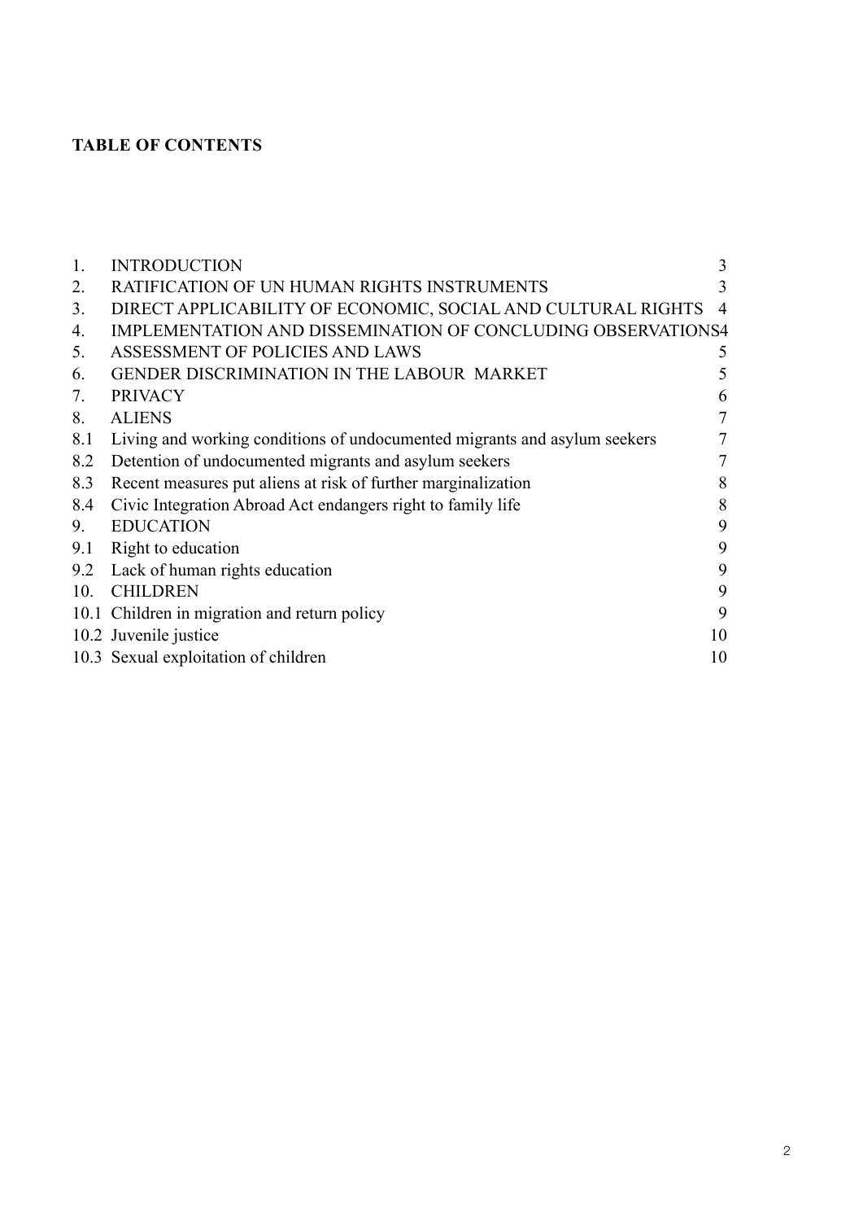**TABLE OF CONTENTS**

| | | |
|---|---|---|
| 1. | INTRODUCTION | 3 |
| 2. | RATIFICATION OF UN HUMAN RIGHTS INSTRUMENTS | 3 |
| 3. | DIRECT APPLICABILITY OF ECONOMIC, SOCIAL AND CULTURAL RIGHTS | 4 |
| 4. | IMPLEMENTATION AND DISSEMINATION OF CONCLUDING OBSERVATIONS | 4 |
| 5. | ASSESSMENT OF POLICIES AND LAWS | 5 |
| 6. | GENDER DISCRIMINATION IN THE LABOUR MARKET | 5 |
| 7. | PRIVACY | 6 |
| 8. | ALIENS | 7 |
| 8.1 | Living and working conditions of undocumented migrants and asylum seekers | 7 |
| 8.2 | Detention of undocumented migrants and asylum seekers | 7 |
| 8.3 | Recent measures put aliens at risk of further marginalization | 8 |
| 8.4 | Civic Integration Abroad Act endangers right to family life | 8 |
| 9. | EDUCATION | 9 |
| 9.1 | Right to education | 9 |
| 9.2 | Lack of human rights education | 9 |
| 10. | CHILDREN | 9 |
| 10.1 | Children in migration and return policy | 9 |
| 10.2 | Juvenile justice | 10 |
| 10.3 | Sexual exploitation of children | 10 |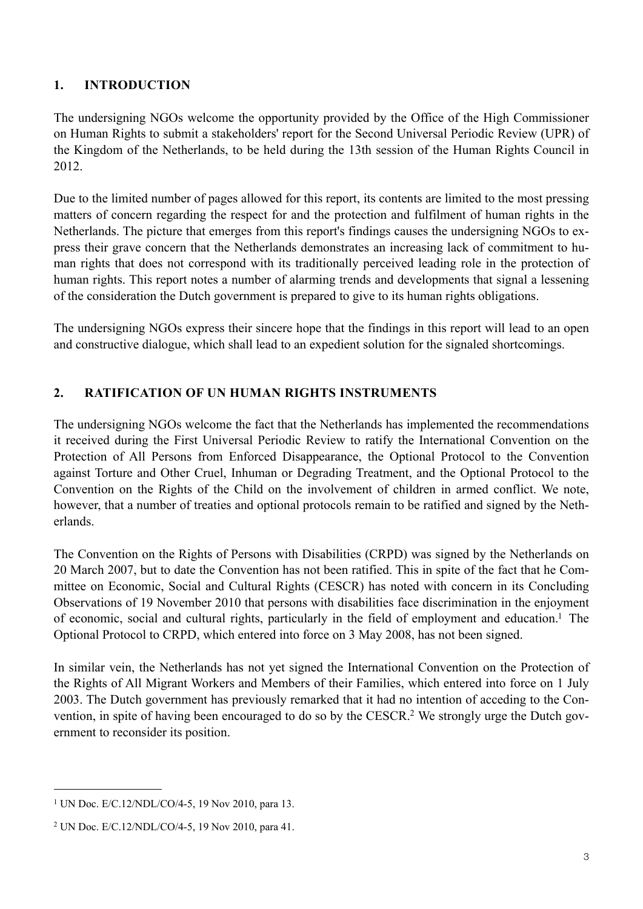## 1. INTRODUCTION

The undersigning NGOs welcome the opportunity provided by the Office of the High Commissioner on Human Rights to submit a stakeholders' report for the Second Universal Periodic Review (UPR) of the Kingdom of the Netherlands, to be held during the 13th session of the Human Rights Council in 2012.

Due to the limited number of pages allowed for this report, its contents are limited to the most pressing matters of concern regarding the respect for and the protection and fulfilment of human rights in the Netherlands. The picture that emerges from this report's findings causes the undersigning NGOs to express their grave concern that the Netherlands demonstrates an increasing lack of commitment to human rights that does not correspond with its traditionally perceived leading role in the protection of human rights. This report notes a number of alarming trends and developments that signal a lessening of the consideration the Dutch government is prepared to give to its human rights obligations.

The undersigning NGOs express their sincere hope that the findings in this report will lead to an open and constructive dialogue, which shall lead to an expedient solution for the signaled shortcomings.

## 2. RATIFICATION OF UN HUMAN RIGHTS INSTRUMENTS

The undersigning NGOs welcome the fact that the Netherlands has implemented the recommendations it received during the First Universal Periodic Review to ratify the International Convention on the Protection of All Persons from Enforced Disappearance, the Optional Protocol to the Convention against Torture and Other Cruel, Inhuman or Degrading Treatment, and the Optional Protocol to the Convention on the Rights of the Child on the involvement of children in armed conflict. We note, however, that a number of treaties and optional protocols remain to be ratified and signed by the Netherlands.

The Convention on the Rights of Persons with Disabilities (CRPD) was signed by the Netherlands on 20 March 2007, but to date the Convention has not been ratified. This in spite of the fact that he Committee on Economic, Social and Cultural Rights (CESCR) has noted with concern in its Concluding Observations of 19 November 2010 that persons with disabilities face discrimination in the enjoyment of economic, social and cultural rights, particularly in the field of employment and education.[1] The Optional Protocol to CRPD, which entered into force on 3 May 2008, has not been signed.

In similar vein, the Netherlands has not yet signed the International Convention on the Protection of the Rights of All Migrant Workers and Members of their Families, which entered into force on 1 July 2003. The Dutch government has previously remarked that it had no intention of acceding to the Convention, in spite of having been encouraged to do so by the CESCR.[2] We strongly urge the Dutch government to reconsider its position.

---

[1] UN Doc. E/C.12/NDL/CO/4-5, 19 Nov 2010, para 13.

[2] UN Doc. E/C.12/NDL/CO/4-5, 19 Nov 2010, para 41.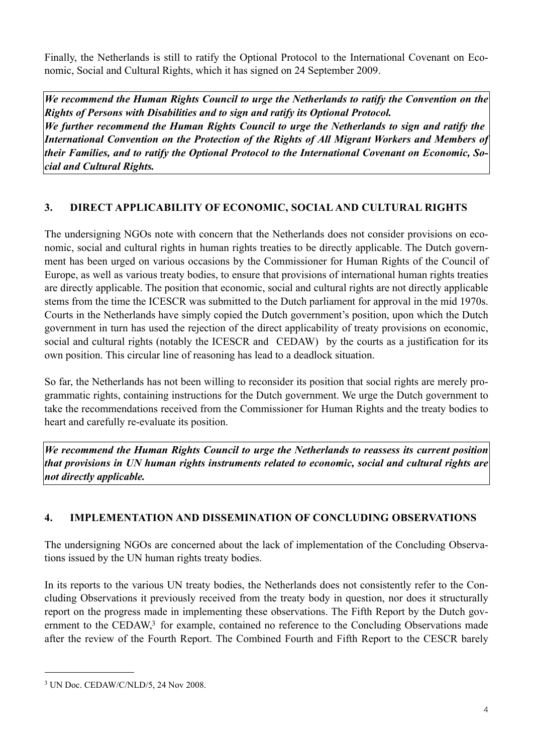Finally, the Netherlands is still to ratify the Optional Protocol to the International Covenant on Economic, Social and Cultural Rights, which it has signed on 24 September 2009.

***We recommend the Human Rights Council to urge the Netherlands to ratify the Convention on the Rights of Persons with Disabilities and to sign and ratify its Optional Protocol.***
***We further recommend the Human Rights Council to urge the Netherlands to sign and ratify the International Convention on the Protection of the Rights of All Migrant Workers and Members of their Families, and to ratify the Optional Protocol to the International Covenant on Economic, Social and Cultural Rights.***

## 3. DIRECT APPLICABILITY OF ECONOMIC, SOCIAL AND CULTURAL RIGHTS

The undersigning NGOs note with concern that the Netherlands does not consider provisions on economic, social and cultural rights in human rights treaties to be directly applicable. The Dutch government has been urged on various occasions by the Commissioner for Human Rights of the Council of Europe, as well as various treaty bodies, to ensure that provisions of international human rights treaties are directly applicable. The position that economic, social and cultural rights are not directly applicable stems from the time the ICESCR was submitted to the Dutch parliament for approval in the mid 1970s. Courts in the Netherlands have simply copied the Dutch government's position, upon which the Dutch government in turn has used the rejection of the direct applicability of treaty provisions on economic, social and cultural rights (notably the ICESCR and CEDAW) by the courts as a justification for its own position. This circular line of reasoning has lead to a deadlock situation.

So far, the Netherlands has not been willing to reconsider its position that social rights are merely programmatic rights, containing instructions for the Dutch government. We urge the Dutch government to take the recommendations received from the Commissioner for Human Rights and the treaty bodies to heart and carefully re-evaluate its position.

***We recommend the Human Rights Council to urge the Netherlands to reassess its current position that provisions in UN human rights instruments related to economic, social and cultural rights are not directly applicable.***

## 4. IMPLEMENTATION AND DISSEMINATION OF CONCLUDING OBSERVATIONS

The undersigning NGOs are concerned about the lack of implementation of the Concluding Observations issued by the UN human rights treaty bodies.

In its reports to the various UN treaty bodies, the Netherlands does not consistently refer to the Concluding Observations it previously received from the treaty body in question, nor does it structurally report on the progress made in implementing these observations. The Fifth Report by the Dutch government to the CEDAW,[3] for example, contained no reference to the Concluding Observations made after the review of the Fourth Report. The Combined Fourth and Fifth Report to the CESCR barely

[3] UN Doc. CEDAW/C/NLD/5, 24 Nov 2008.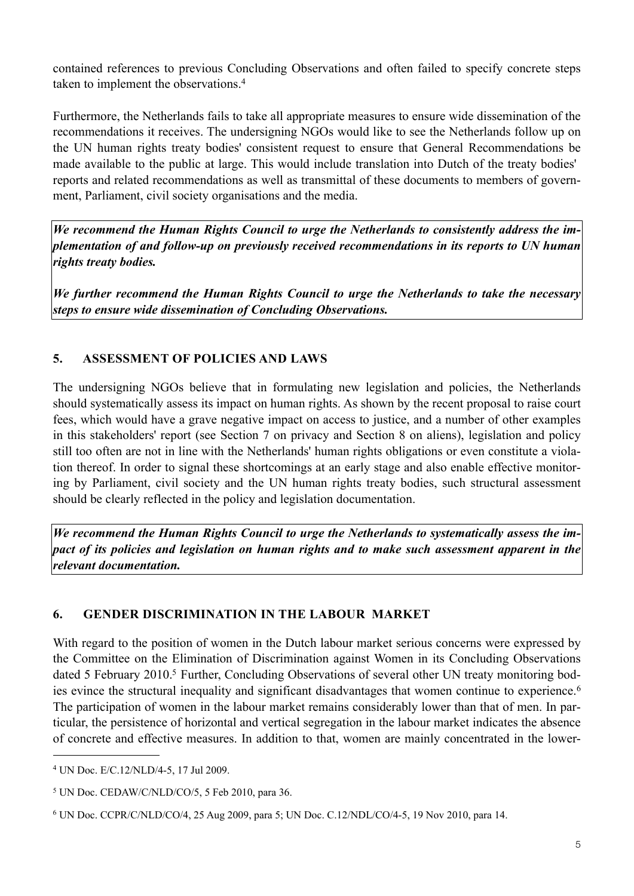contained references to previous Concluding Observations and often failed to specify concrete steps taken to implement the observations.[4]

Furthermore, the Netherlands fails to take all appropriate measures to ensure wide dissemination of the recommendations it receives. The undersigning NGOs would like to see the Netherlands follow up on the UN human rights treaty bodies' consistent request to ensure that General Recommendations be made available to the public at large. This would include translation into Dutch of the treaty bodies' reports and related recommendations as well as transmittal of these documents to members of government, Parliament, civil society organisations and the media.

***We recommend the Human Rights Council to urge the Netherlands to consistently address the implementation of and follow-up on previously received recommendations in its reports to UN human rights treaty bodies.***

***We further recommend the Human Rights Council to urge the Netherlands to take the necessary steps to ensure wide dissemination of Concluding Observations.***

## 5. ASSESSMENT OF POLICIES AND LAWS

The undersigning NGOs believe that in formulating new legislation and policies, the Netherlands should systematically assess its impact on human rights. As shown by the recent proposal to raise court fees, which would have a grave negative impact on access to justice, and a number of other examples in this stakeholders' report (see Section 7 on privacy and Section 8 on aliens), legislation and policy still too often are not in line with the Netherlands' human rights obligations or even constitute a violation thereof. In order to signal these shortcomings at an early stage and also enable effective monitoring by Parliament, civil society and the UN human rights treaty bodies, such structural assessment should be clearly reflected in the policy and legislation documentation.

***We recommend the Human Rights Council to urge the Netherlands to systematically assess the impact of its policies and legislation on human rights and to make such assessment apparent in the relevant documentation.***

## 6. GENDER DISCRIMINATION IN THE LABOUR MARKET

With regard to the position of women in the Dutch labour market serious concerns were expressed by the Committee on the Elimination of Discrimination against Women in its Concluding Observations dated 5 February 2010.[5] Further, Concluding Observations of several other UN treaty monitoring bodies evince the structural inequality and significant disadvantages that women continue to experience.[6] The participation of women in the labour market remains considerably lower than that of men. In particular, the persistence of horizontal and vertical segregation in the labour market indicates the absence of concrete and effective measures. In addition to that, women are mainly concentrated in the lower-

---

[4] UN Doc. E/C.12/NLD/4-5, 17 Jul 2009.

[5] UN Doc. CEDAW/C/NLD/CO/5, 5 Feb 2010, para 36.

[6] UN Doc. CCPR/C/NLD/CO/4, 25 Aug 2009, para 5; UN Doc. C.12/NDL/CO/4-5, 19 Nov 2010, para 14.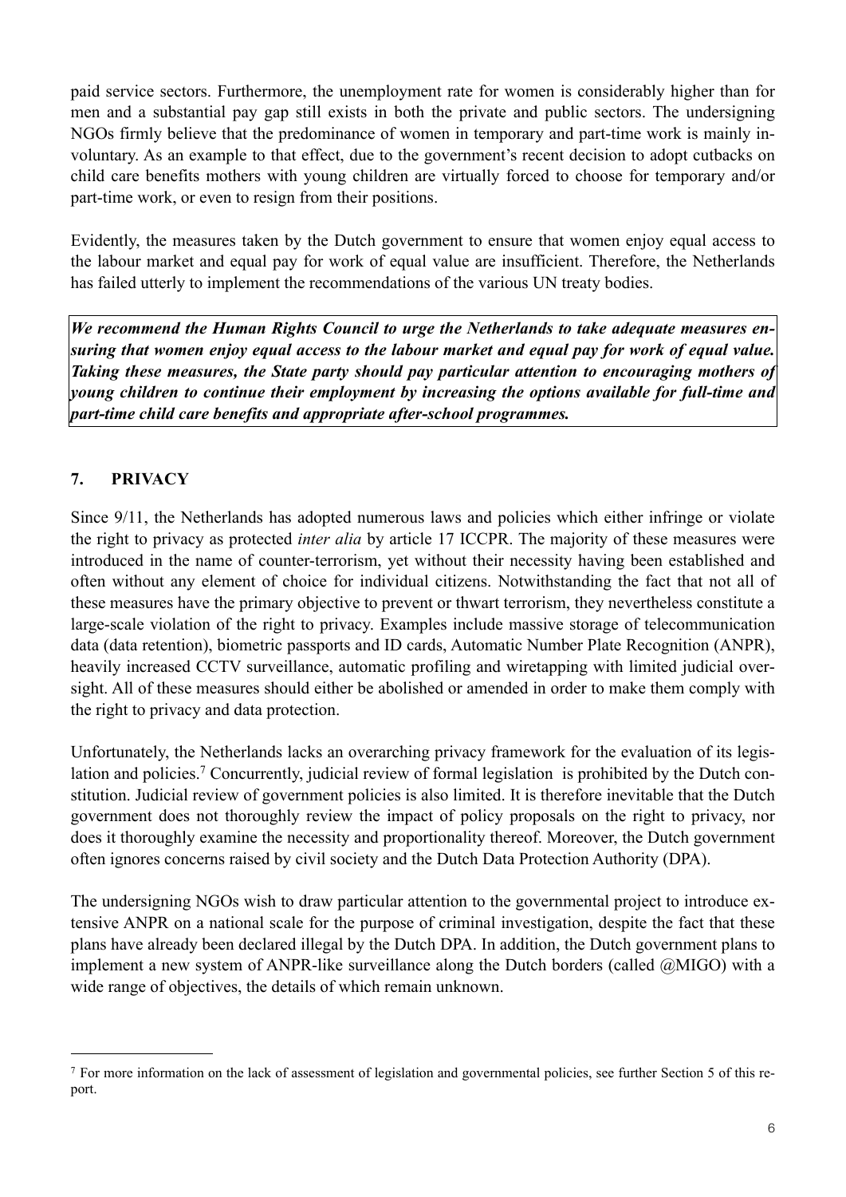paid service sectors. Furthermore, the unemployment rate for women is considerably higher than for men and a substantial pay gap still exists in both the private and public sectors. The undersigning NGOs firmly believe that the predominance of women in temporary and part-time work is mainly involuntary. As an example to that effect, due to the government's recent decision to adopt cutbacks on child care benefits mothers with young children are virtually forced to choose for temporary and/or part-time work, or even to resign from their positions.

Evidently, the measures taken by the Dutch government to ensure that women enjoy equal access to the labour market and equal pay for work of equal value are insufficient. Therefore, the Netherlands has failed utterly to implement the recommendations of the various UN treaty bodies.

***We recommend the Human Rights Council to urge the Netherlands to take adequate measures ensuring that women enjoy equal access to the labour market and equal pay for work of equal value. Taking these measures, the State party should pay particular attention to encouraging mothers of young children to continue their employment by increasing the options available for full-time and part-time child care benefits and appropriate after-school programmes.***

## 7. PRIVACY

Since 9/11, the Netherlands has adopted numerous laws and policies which either infringe or violate the right to privacy as protected *inter alia* by article 17 ICCPR. The majority of these measures were introduced in the name of counter-terrorism, yet without their necessity having been established and often without any element of choice for individual citizens. Notwithstanding the fact that not all of these measures have the primary objective to prevent or thwart terrorism, they nevertheless constitute a large-scale violation of the right to privacy. Examples include massive storage of telecommunication data (data retention), biometric passports and ID cards, Automatic Number Plate Recognition (ANPR), heavily increased CCTV surveillance, automatic profiling and wiretapping with limited judicial oversight. All of these measures should either be abolished or amended in order to make them comply with the right to privacy and data protection.

Unfortunately, the Netherlands lacks an overarching privacy framework for the evaluation of its legislation and policies.[7] Concurrently, judicial review of formal legislation is prohibited by the Dutch constitution. Judicial review of government policies is also limited. It is therefore inevitable that the Dutch government does not thoroughly review the impact of policy proposals on the right to privacy, nor does it thoroughly examine the necessity and proportionality thereof. Moreover, the Dutch government often ignores concerns raised by civil society and the Dutch Data Protection Authority (DPA).

The undersigning NGOs wish to draw particular attention to the governmental project to introduce extensive ANPR on a national scale for the purpose of criminal investigation, despite the fact that these plans have already been declared illegal by the Dutch DPA. In addition, the Dutch government plans to implement a new system of ANPR-like surveillance along the Dutch borders (called @MIGO) with a wide range of objectives, the details of which remain unknown.

---

[7] For more information on the lack of assessment of legislation and governmental policies, see further Section 5 of this report.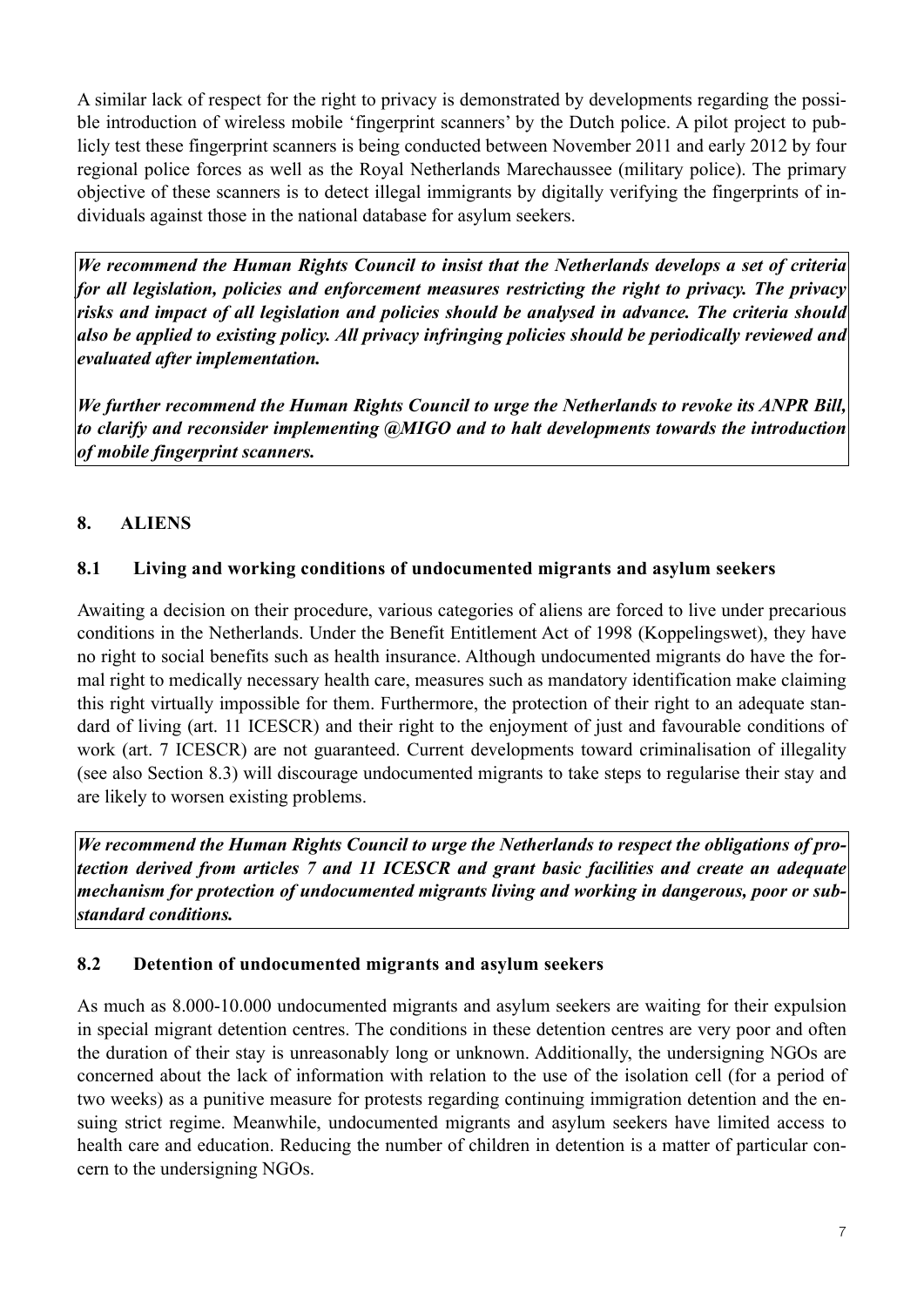A similar lack of respect for the right to privacy is demonstrated by developments regarding the possible introduction of wireless mobile 'fingerprint scanners' by the Dutch police. A pilot project to publicly test these fingerprint scanners is being conducted between November 2011 and early 2012 by four regional police forces as well as the Royal Netherlands Marechaussee (military police). The primary objective of these scanners is to detect illegal immigrants by digitally verifying the fingerprints of individuals against those in the national database for asylum seekers.

***We recommend the Human Rights Council to insist that the Netherlands develops a set of criteria for all legislation, policies and enforcement measures restricting the right to privacy. The privacy risks and impact of all legislation and policies should be analysed in advance. The criteria should also be applied to existing policy. All privacy infringing policies should be periodically reviewed and evaluated after implementation.***

***We further recommend the Human Rights Council to urge the Netherlands to revoke its ANPR Bill, to clarify and reconsider implementing @MIGO and to halt developments towards the introduction of mobile fingerprint scanners.***

## 8. ALIENS

### 8.1 Living and working conditions of undocumented migrants and asylum seekers

Awaiting a decision on their procedure, various categories of aliens are forced to live under precarious conditions in the Netherlands. Under the Benefit Entitlement Act of 1998 (Koppelingswet), they have no right to social benefits such as health insurance. Although undocumented migrants do have the formal right to medically necessary health care, measures such as mandatory identification make claiming this right virtually impossible for them. Furthermore, the protection of their right to an adequate standard of living (art. 11 ICESCR) and their right to the enjoyment of just and favourable conditions of work (art. 7 ICESCR) are not guaranteed. Current developments toward criminalisation of illegality (see also Section 8.3) will discourage undocumented migrants to take steps to regularise their stay and are likely to worsen existing problems.

***We recommend the Human Rights Council to urge the Netherlands to respect the obligations of protection derived from articles 7 and 11 ICESCR and grant basic facilities and create an adequate mechanism for protection of undocumented migrants living and working in dangerous, poor or substandard conditions.***

### 8.2 Detention of undocumented migrants and asylum seekers

As much as 8.000-10.000 undocumented migrants and asylum seekers are waiting for their expulsion in special migrant detention centres. The conditions in these detention centres are very poor and often the duration of their stay is unreasonably long or unknown. Additionally, the undersigning NGOs are concerned about the lack of information with relation to the use of the isolation cell (for a period of two weeks) as a punitive measure for protests regarding continuing immigration detention and the ensuing strict regime. Meanwhile, undocumented migrants and asylum seekers have limited access to health care and education. Reducing the number of children in detention is a matter of particular concern to the undersigning NGOs.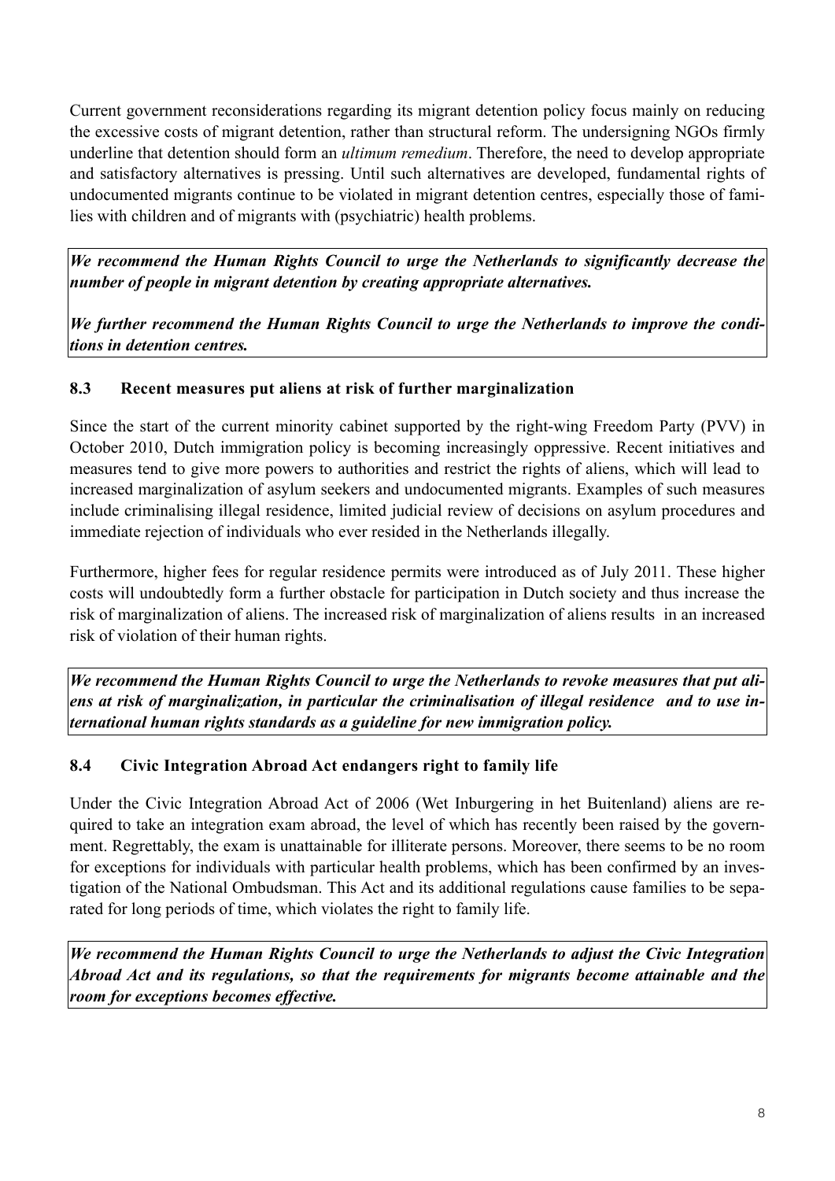Current government reconsiderations regarding its migrant detention policy focus mainly on reducing the excessive costs of migrant detention, rather than structural reform. The undersigning NGOs firmly underline that detention should form an *ultimum remedium*. Therefore, the need to develop appropriate and satisfactory alternatives is pressing. Until such alternatives are developed, fundamental rights of undocumented migrants continue to be violated in migrant detention centres, especially those of families with children and of migrants with (psychiatric) health problems.

***We recommend the Human Rights Council to urge the Netherlands to significantly decrease the number of people in migrant detention by creating appropriate alternatives.***

***We further recommend the Human Rights Council to urge the Netherlands to improve the conditions in detention centres.***

### 8.3 Recent measures put aliens at risk of further marginalization

Since the start of the current minority cabinet supported by the right-wing Freedom Party (PVV) in October 2010, Dutch immigration policy is becoming increasingly oppressive. Recent initiatives and measures tend to give more powers to authorities and restrict the rights of aliens, which will lead to increased marginalization of asylum seekers and undocumented migrants. Examples of such measures include criminalising illegal residence, limited judicial review of decisions on asylum procedures and immediate rejection of individuals who ever resided in the Netherlands illegally.

Furthermore, higher fees for regular residence permits were introduced as of July 2011. These higher costs will undoubtedly form a further obstacle for participation in Dutch society and thus increase the risk of marginalization of aliens. The increased risk of marginalization of aliens results in an increased risk of violation of their human rights.

***We recommend the Human Rights Council to urge the Netherlands to revoke measures that put aliens at risk of marginalization, in particular the criminalisation of illegal residence and to use international human rights standards as a guideline for new immigration policy.***

### 8.4 Civic Integration Abroad Act endangers right to family life

Under the Civic Integration Abroad Act of 2006 (Wet Inburgering in het Buitenland) aliens are required to take an integration exam abroad, the level of which has recently been raised by the government. Regrettably, the exam is unattainable for illiterate persons. Moreover, there seems to be no room for exceptions for individuals with particular health problems, which has been confirmed by an investigation of the National Ombudsman. This Act and its additional regulations cause families to be separated for long periods of time, which violates the right to family life.

***We recommend the Human Rights Council to urge the Netherlands to adjust the Civic Integration Abroad Act and its regulations, so that the requirements for migrants become attainable and the room for exceptions becomes effective.***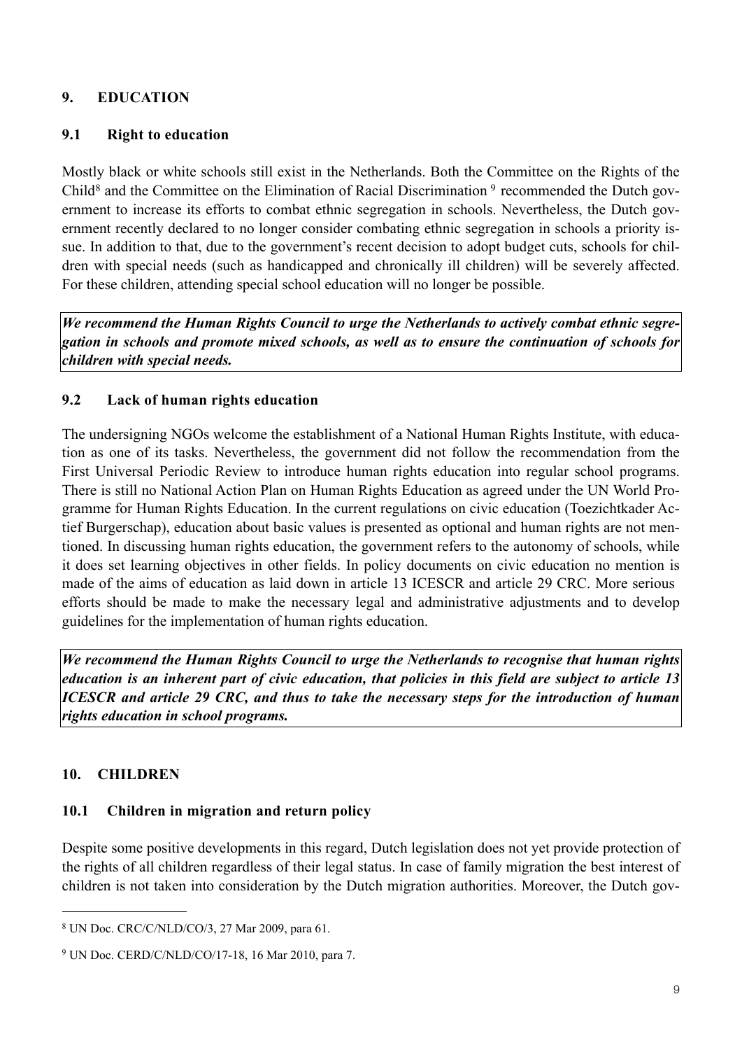## 9. EDUCATION

### 9.1 Right to education

Mostly black or white schools still exist in the Netherlands. Both the Committee on the Rights of the Child[8] and the Committee on the Elimination of Racial Discrimination [9] recommended the Dutch government to increase its efforts to combat ethnic segregation in schools. Nevertheless, the Dutch government recently declared to no longer consider combating ethnic segregation in schools a priority issue. In addition to that, due to the government's recent decision to adopt budget cuts, schools for children with special needs (such as handicapped and chronically ill children) will be severely affected. For these children, attending special school education will no longer be possible.

***We recommend the Human Rights Council to urge the Netherlands to actively combat ethnic segregation in schools and promote mixed schools, as well as to ensure the continuation of schools for children with special needs.***

### 9.2 Lack of human rights education

The undersigning NGOs welcome the establishment of a National Human Rights Institute, with education as one of its tasks. Nevertheless, the government did not follow the recommendation from the First Universal Periodic Review to introduce human rights education into regular school programs. There is still no National Action Plan on Human Rights Education as agreed under the UN World Programme for Human Rights Education. In the current regulations on civic education (Toezichtkader Actief Burgerschap), education about basic values is presented as optional and human rights are not mentioned. In discussing human rights education, the government refers to the autonomy of schools, while it does set learning objectives in other fields. In policy documents on civic education no mention is made of the aims of education as laid down in article 13 ICESCR and article 29 CRC. More serious efforts should be made to make the necessary legal and administrative adjustments and to develop guidelines for the implementation of human rights education.

***We recommend the Human Rights Council to urge the Netherlands to recognise that human rights education is an inherent part of civic education, that policies in this field are subject to article 13 ICESCR and article 29 CRC, and thus to take the necessary steps for the introduction of human rights education in school programs.***

## 10. CHILDREN

### 10.1 Children in migration and return policy

Despite some positive developments in this regard, Dutch legislation does not yet provide protection of the rights of all children regardless of their legal status. In case of family migration the best interest of children is not taken into consideration by the Dutch migration authorities. Moreover, the Dutch gov-

---

[8] UN Doc. CRC/C/NLD/CO/3, 27 Mar 2009, para 61.

[9] UN Doc. CERD/C/NLD/CO/17-18, 16 Mar 2010, para 7.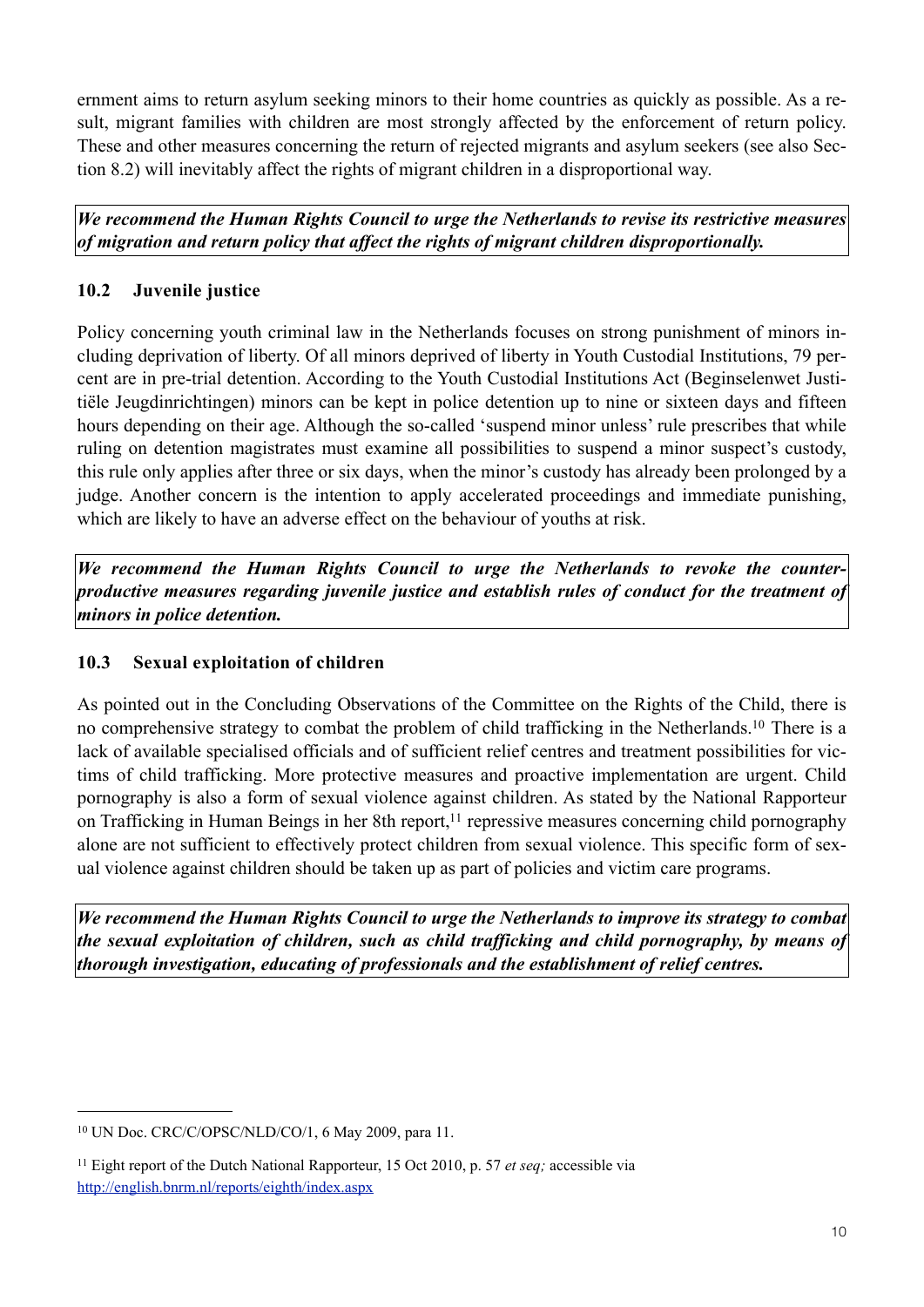ernment aims to return asylum seeking minors to their home countries as quickly as possible. As a result, migrant families with children are most strongly affected by the enforcement of return policy. These and other measures concerning the return of rejected migrants and asylum seekers (see also Section 8.2) will inevitably affect the rights of migrant children in a disproportional way.

***We recommend the Human Rights Council to urge the Netherlands to revise its restrictive measures of migration and return policy that affect the rights of migrant children disproportionally.***

### 10.2 Juvenile justice

Policy concerning youth criminal law in the Netherlands focuses on strong punishment of minors including deprivation of liberty. Of all minors deprived of liberty in Youth Custodial Institutions, 79 percent are in pre-trial detention. According to the Youth Custodial Institutions Act (Beginselenwet Justitiële Jeugdinrichtingen) minors can be kept in police detention up to nine or sixteen days and fifteen hours depending on their age. Although the so-called 'suspend minor unless' rule prescribes that while ruling on detention magistrates must examine all possibilities to suspend a minor suspect's custody, this rule only applies after three or six days, when the minor's custody has already been prolonged by a judge. Another concern is the intention to apply accelerated proceedings and immediate punishing, which are likely to have an adverse effect on the behaviour of youths at risk.

***We recommend the Human Rights Council to urge the Netherlands to revoke the counter-productive measures regarding juvenile justice and establish rules of conduct for the treatment of minors in police detention.***

### 10.3 Sexual exploitation of children

As pointed out in the Concluding Observations of the Committee on the Rights of the Child, there is no comprehensive strategy to combat the problem of child trafficking in the Netherlands.[10] There is a lack of available specialised officials and of sufficient relief centres and treatment possibilities for victims of child trafficking. More protective measures and proactive implementation are urgent. Child pornography is also a form of sexual violence against children. As stated by the National Rapporteur on Trafficking in Human Beings in her 8th report,[11] repressive measures concerning child pornography alone are not sufficient to effectively protect children from sexual violence. This specific form of sexual violence against children should be taken up as part of policies and victim care programs.

***We recommend the Human Rights Council to urge the Netherlands to improve its strategy to combat the sexual exploitation of children, such as child trafficking and child pornography, by means of thorough investigation, educating of professionals and the establishment of relief centres.***

---

[10] UN Doc. CRC/C/OPSC/NLD/CO/1, 6 May 2009, para 11.

[11] Eight report of the Dutch National Rapporteur, 15 Oct 2010, p. 57 *et seq;* accessible via http://english.bnrm.nl/reports/eighth/index.aspx